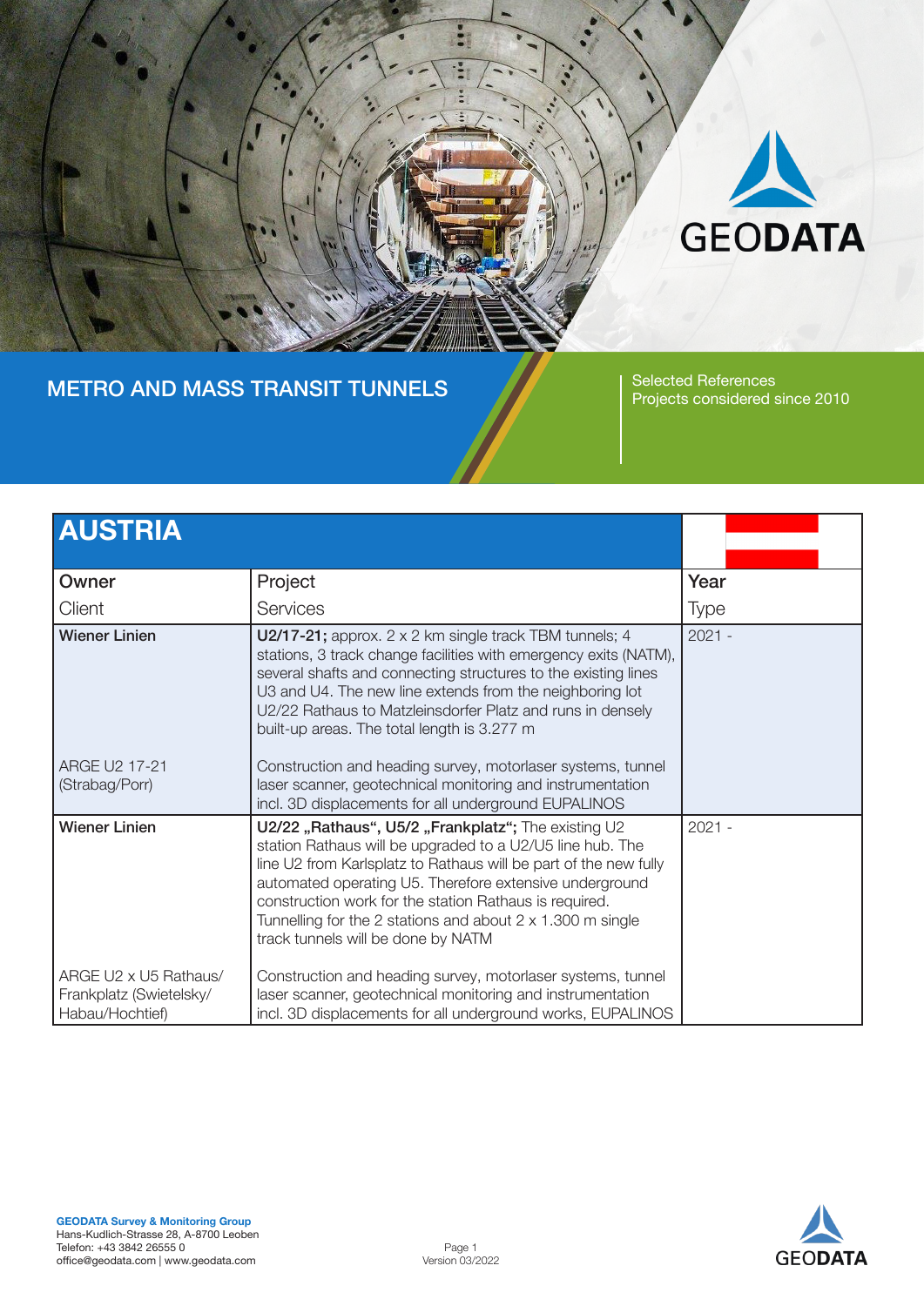# METRO AND MASS TRANSIT TUNNELS

Selected References
Projects considered since 2010

## AUSTRIA

| Owner<br>Client | Project<br>Services | Year<br>Type |
|---|---|---|
| **Wiener Linien**<br><br>ARGE U2 17-21 (Strabag/Porr) | **U2/17-21;** approx. 2 x 2 km single track TBM tunnels; 4 stations, 3 track change facilities with emergency exits (NATM), several shafts and connecting structures to the existing lines U3 and U4. The new line extends from the neighboring lot U2/22 Rathaus to Matzleinsdorfer Platz and runs in densely built-up areas. The total length is 3.277 m<br><br>Construction and heading survey, motorlaser systems, tunnel laser scanner, geotechnical monitoring and instrumentation incl. 3D displacements for all underground EUPALINOS | 2021 - |
| **Wiener Linien**<br><br>ARGE U2 x U5 Rathaus/ Frankplatz (Swietelsky/ Habau/Hochtief) | **U2/22 „Rathaus", U5/2 „Frankplatz";** The existing U2 station Rathaus will be upgraded to a U2/U5 line hub. The line U2 from Karlsplatz to Rathaus will be part of the new fully automated operating U5. Therefore extensive underground construction work for the station Rathaus is required. Tunnelling for the 2 stations and about 2 x 1.300 m single track tunnels will be done by NATM<br><br>Construction and heading survey, motorlaser systems, tunnel laser scanner, geotechnical monitoring and instrumentation incl. 3D displacements for all underground works, EUPALINOS | 2021 - |

**GEODATA Survey & Monitoring Group**
Hans-Kudlich-Strasse 28, A-8700 Leoben
Telefon: +43 3842 26555 0
office@geodata.com | www.geodata.com

Version 03/2022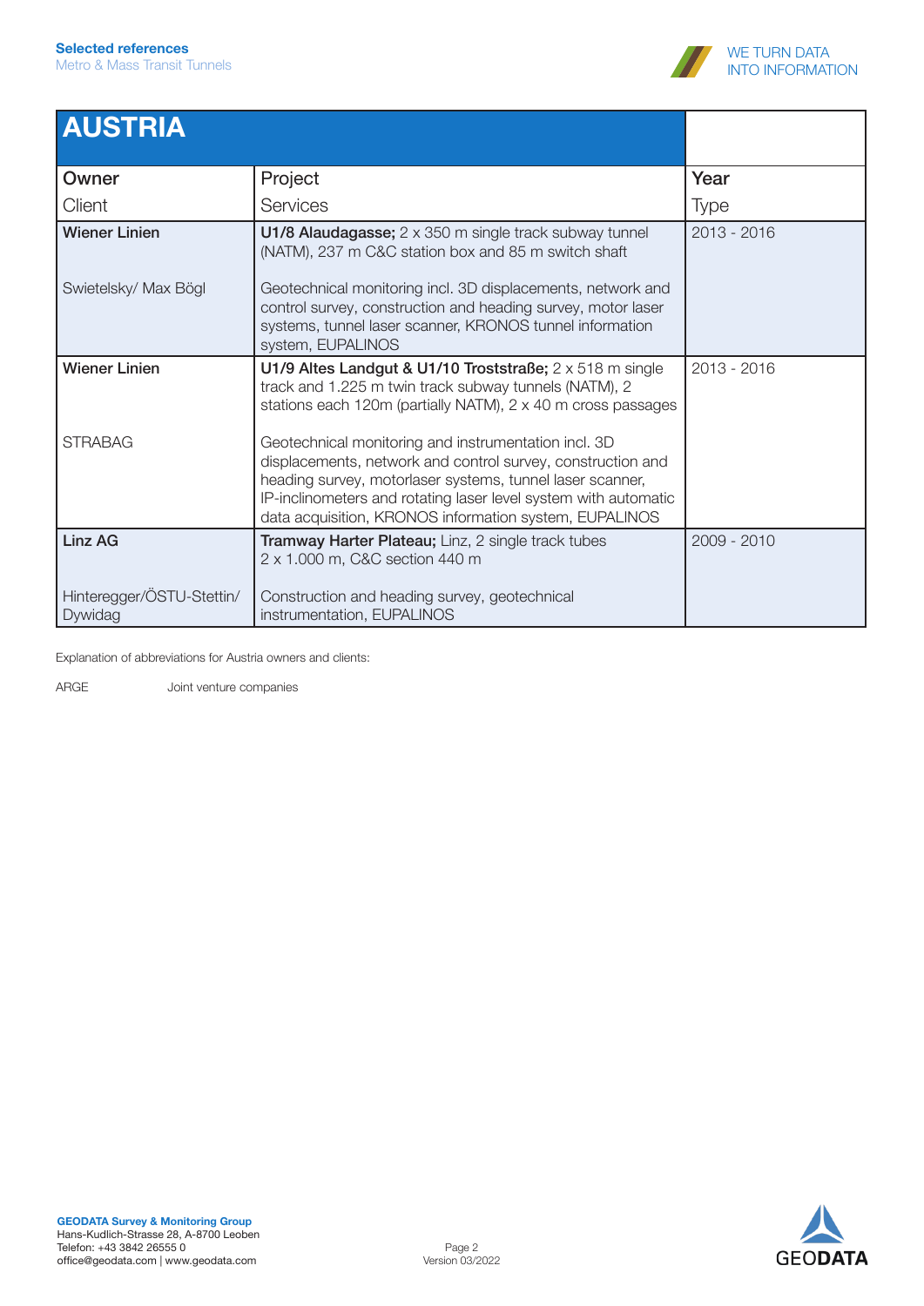## AUSTRIA

| Owner<br>Client | Project<br>Services | Year<br>Type |
|---|---|---|
| **Wiener Linien**<br><br>Swietelsky/ Max Bögl | **U1/8 Alaudagasse;** 2 x 350 m single track subway tunnel (NATM), 237 m C&C station box and 85 m switch shaft<br><br>Geotechnical monitoring incl. 3D displacements, network and control survey, construction and heading survey, motor laser systems, tunnel laser scanner, KRONOS tunnel information system, EUPALINOS | 2013 - 2016 |
| **Wiener Linien**<br><br>STRABAG | **U1/9 Altes Landgut & U1/10 Troststraße;** 2 x 518 m single track and 1.225 m twin track subway tunnels (NATM), 2 stations each 120m (partially NATM), 2 x 40 m cross passages<br><br>Geotechnical monitoring and instrumentation incl. 3D displacements, network and control survey, construction and heading survey, motorlaser systems, tunnel laser scanner, IP-inclinometers and rotating laser level system with automatic data acquisition, KRONOS information system, EUPALINOS | 2013 - 2016 |
| **Linz AG**<br><br>Hinteregger/ÖSTU-Stettin/ Dywidag | **Tramway Harter Plateau;** Linz, 2 single track tubes 2 x 1.000 m, C&C section 440 m<br><br>Construction and heading survey, geotechnical instrumentation, EUPALINOS | 2009 - 2010 |

Explanation of abbreviations for Austria owners and clients:

ARGE Joint venture companies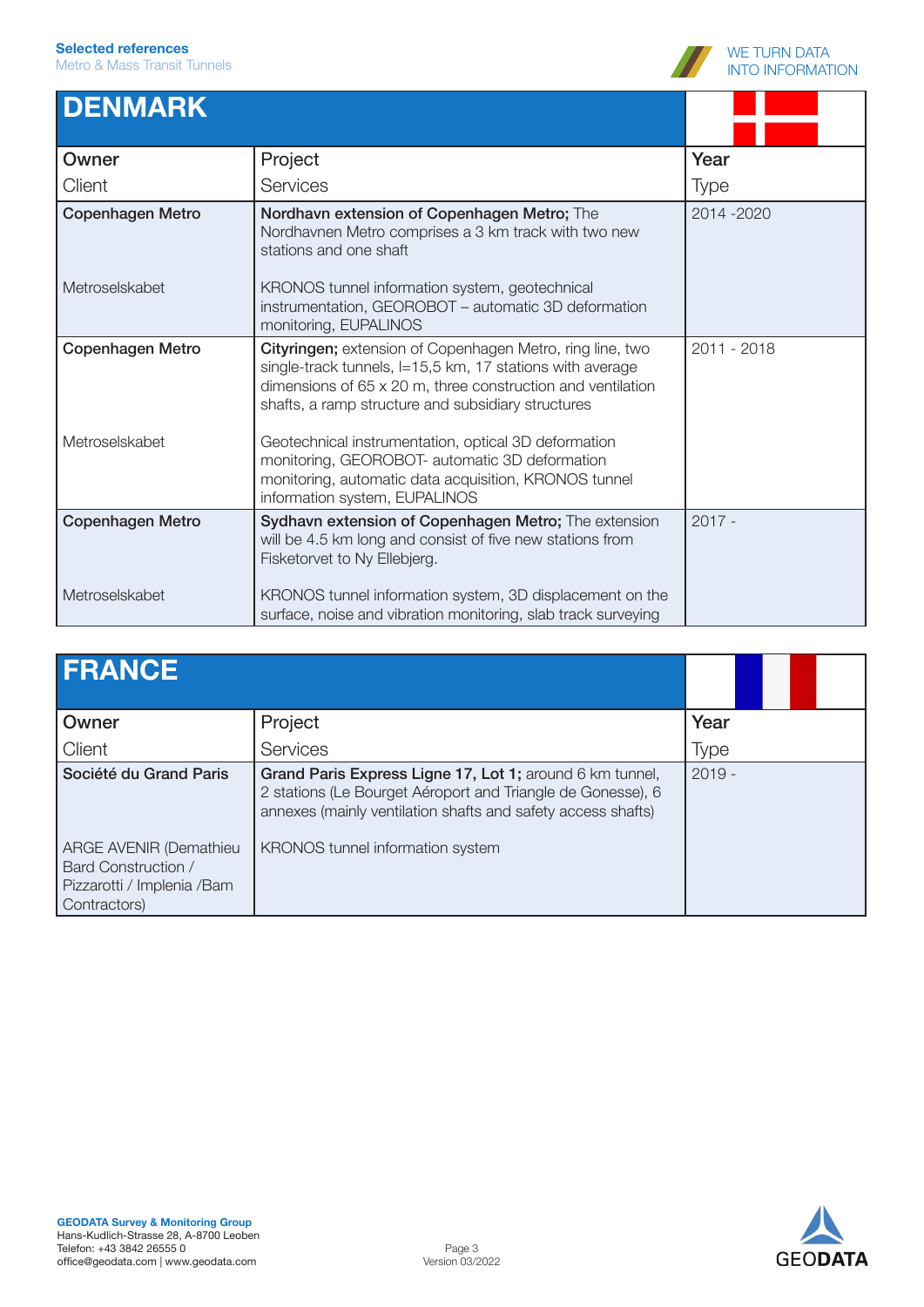## DENMARK

| Owner<br>Client | Project<br>Services | Year<br>Type |
|---|---|---|
| **Copenhagen Metro**<br><br>Metroselskabet | **Nordhavn extension of Copenhagen Metro;** The Nordhavnen Metro comprises a 3 km track with two new stations and one shaft<br><br>KRONOS tunnel information system, geotechnical instrumentation, GEOROBOT – automatic 3D deformation monitoring, EUPALINOS | 2014 -2020 |
| **Copenhagen Metro**<br><br>Metroselskabet | **Cityringen;** extension of Copenhagen Metro, ring line, two single-track tunnels, l=15,5 km, 17 stations with average dimensions of 65 x 20 m, three construction and ventilation shafts, a ramp structure and subsidiary structures<br><br>Geotechnical instrumentation, optical 3D deformation monitoring, GEOROBOT- automatic 3D deformation monitoring, automatic data acquisition, KRONOS tunnel information system, EUPALINOS | 2011 - 2018 |
| **Copenhagen Metro**<br><br>Metroselskabet | **Sydhavn extension of Copenhagen Metro;** The extension will be 4.5 km long and consist of five new stations from Fisketorvet to Ny Ellebjerg.<br><br>KRONOS tunnel information system, 3D displacement on the surface, noise and vibration monitoring, slab track surveying | 2017 - |

## FRANCE

| Owner<br>Client | Project<br>Services | Year<br>Type |
|---|---|---|
| **Société du Grand Paris**<br><br>ARGE AVENIR (Demathieu Bard Construction / Pizzarotti / Implenia /Bam Contractors) | **Grand Paris Express Ligne 17, Lot 1;** around 6 km tunnel, 2 stations (Le Bourget Aéroport and Triangle de Gonesse), 6 annexes (mainly ventilation shafts and safety access shafts)<br><br>KRONOS tunnel information system | 2019 - |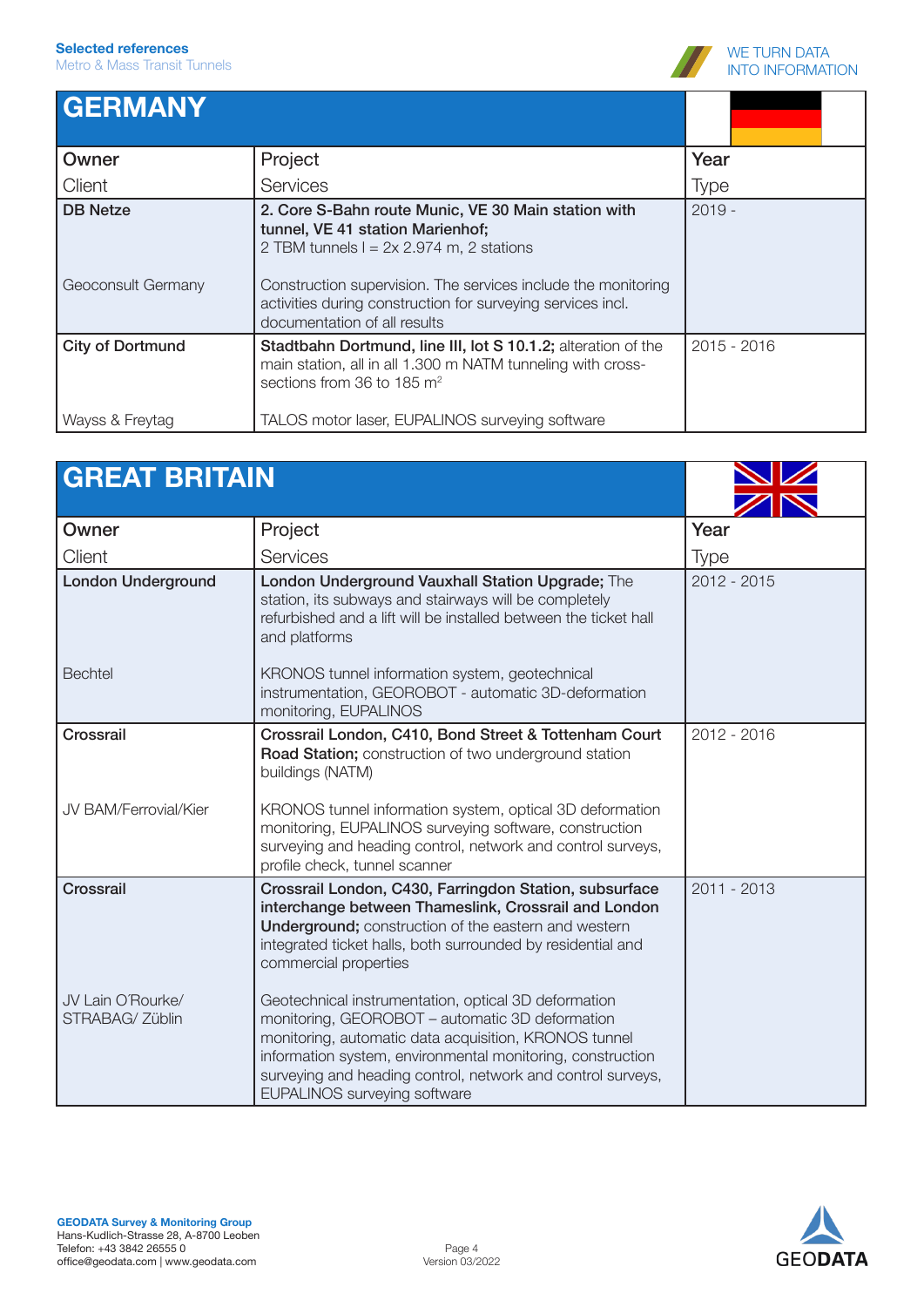**Selected references**
Metro & Mass Transit Tunnels

WE TURN DATA INTO INFORMATION

## GERMANY

| Owner<br>Client | Project<br>Services | Year<br>Type |
|---|---|---|
| **DB Netze**<br><br>Geoconsult Germany | **2. Core S-Bahn route Munic, VE 30 Main station with tunnel, VE 41 station Marienhof;** 2 TBM tunnels l = 2x 2.974 m, 2 stations<br><br>Construction supervision. The services include the monitoring activities during construction for surveying services incl. documentation of all results | 2019 - |
| **City of Dortmund**<br><br>Wayss & Freytag | **Stadtbahn Dortmund, line III, lot S 10.1.2;** alteration of the main station, all in all 1.300 m NATM tunneling with cross-sections from 36 to 185 m² <br><br>TALOS motor laser, EUPALINOS surveying software | 2015 - 2016 |

## GREAT BRITAIN

| Owner<br>Client | Project<br>Services | Year<br>Type |
|---|---|---|
| **London Underground**<br><br>Bechtel | **London Underground Vauxhall Station Upgrade;** The station, its subways and stairways will be completely refurbished and a lift will be installed between the ticket hall and platforms<br><br>KRONOS tunnel information system, geotechnical instrumentation, GEOROBOT - automatic 3D-deformation monitoring, EUPALINOS | 2012 - 2015 |
| **Crossrail**<br><br>JV BAM/Ferrovial/Kier | **Crossrail London, C410, Bond Street & Tottenham Court Road Station;** construction of two underground station buildings (NATM)<br><br>KRONOS tunnel information system, optical 3D deformation monitoring, EUPALINOS surveying software, construction surveying and heading control, network and control surveys, profile check, tunnel scanner | 2012 - 2016 |
| **Crossrail**<br><br>JV Lain O´Rourke/ STRABAG/ Züblin | **Crossrail London, C430, Farringdon Station, subsurface interchange between Thameslink, Crossrail and London Underground;** construction of the eastern and western integrated ticket halls, both surrounded by residential and commercial properties<br><br>Geotechnical instrumentation, optical 3D deformation monitoring, GEOROBOT – automatic 3D deformation monitoring, automatic data acquisition, KRONOS tunnel information system, environmental monitoring, construction surveying and heading control, network and control surveys, EUPALINOS surveying software | 2011 - 2013 |

**GEODATA Survey & Monitoring Group**
Hans-Kudlich-Strasse 28, A-8700 Leoben
Telefon: +43 3842 26555 0
office@geodata.com | www.geodata.com

Version 03/2022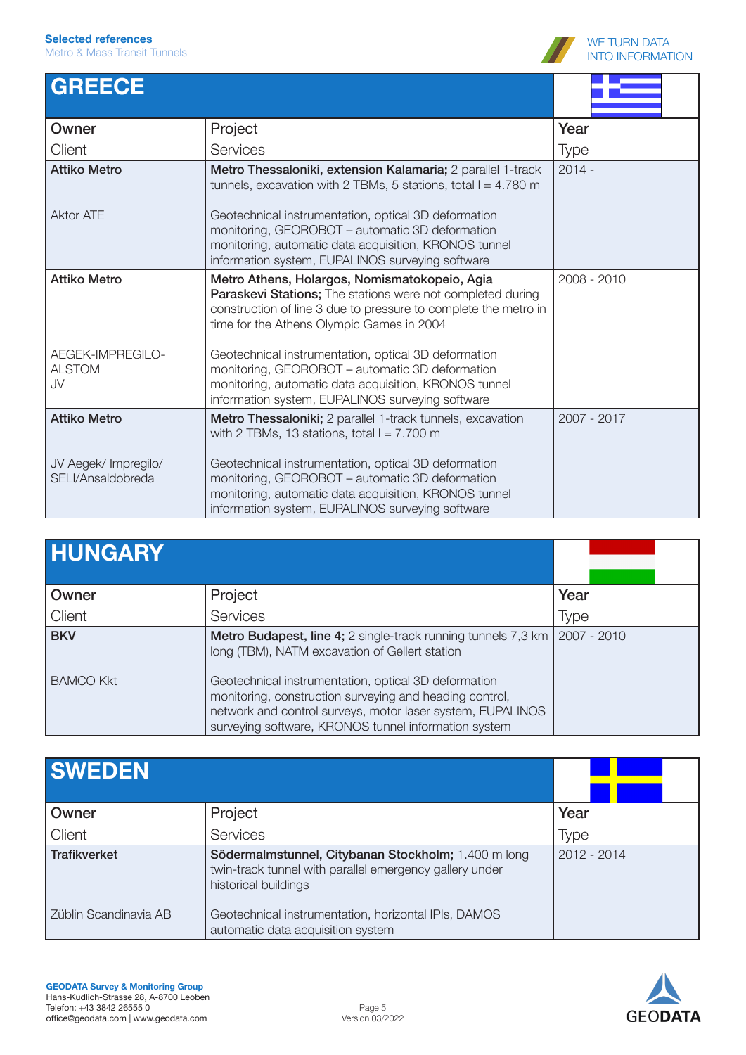## GREECE

| Owner<br>Client | Project<br>Services | Year<br>Type |
|---|---|---|
| **Attiko Metro**<br><br>Aktor ATE | **Metro Thessaloniki, extension Kalamaria;** 2 parallel 1-track tunnels, excavation with 2 TBMs, 5 stations, total l = 4.780 m<br><br>Geotechnical instrumentation, optical 3D deformation monitoring, GEOROBOT – automatic 3D deformation monitoring, automatic data acquisition, KRONOS tunnel information system, EUPALINOS surveying software | 2014 - |
| **Attiko Metro**<br><br>AEGEK-IMPREGILO-ALSTOM JV | **Metro Athens, Holargos, Nomismatokopeio, Agia Paraskevi Stations;** The stations were not completed during construction of line 3 due to pressure to complete the metro in time for the Athens Olympic Games in 2004<br><br>Geotechnical instrumentation, optical 3D deformation monitoring, GEOROBOT – automatic 3D deformation monitoring, automatic data acquisition, KRONOS tunnel information system, EUPALINOS surveying software | 2008 - 2010 |
| **Attiko Metro**<br><br>JV Aegek/ Impregilo/ SELI/Ansaldobreda | **Metro Thessaloniki;** 2 parallel 1-track tunnels, excavation with 2 TBMs, 13 stations, total l = 7.700 m<br><br>Geotechnical instrumentation, optical 3D deformation monitoring, GEOROBOT – automatic 3D deformation monitoring, automatic data acquisition, KRONOS tunnel information system, EUPALINOS surveying software | 2007 - 2017 |

## HUNGARY

| Owner<br>Client | Project<br>Services | Year<br>Type |
|---|---|---|
| **BKV**<br><br>BAMCO Kkt | **Metro Budapest, line 4;** 2 single-track running tunnels 7,3 km long (TBM), NATM excavation of Gellert station<br><br>Geotechnical instrumentation, optical 3D deformation monitoring, construction surveying and heading control, network and control surveys, motor laser system, EUPALINOS surveying software, KRONOS tunnel information system | 2007 - 2010 |

## SWEDEN

| Owner<br>Client | Project<br>Services | Year<br>Type |
|---|---|---|
| **Trafikverket**<br><br>Züblin Scandinavia AB | **Södermalmstunnel, Citybanan Stockholm;** 1.400 m long twin-track tunnel with parallel emergency gallery under historical buildings<br><br>Geotechnical instrumentation, horizontal IPIs, DAMOS automatic data acquisition system | 2012 - 2014 |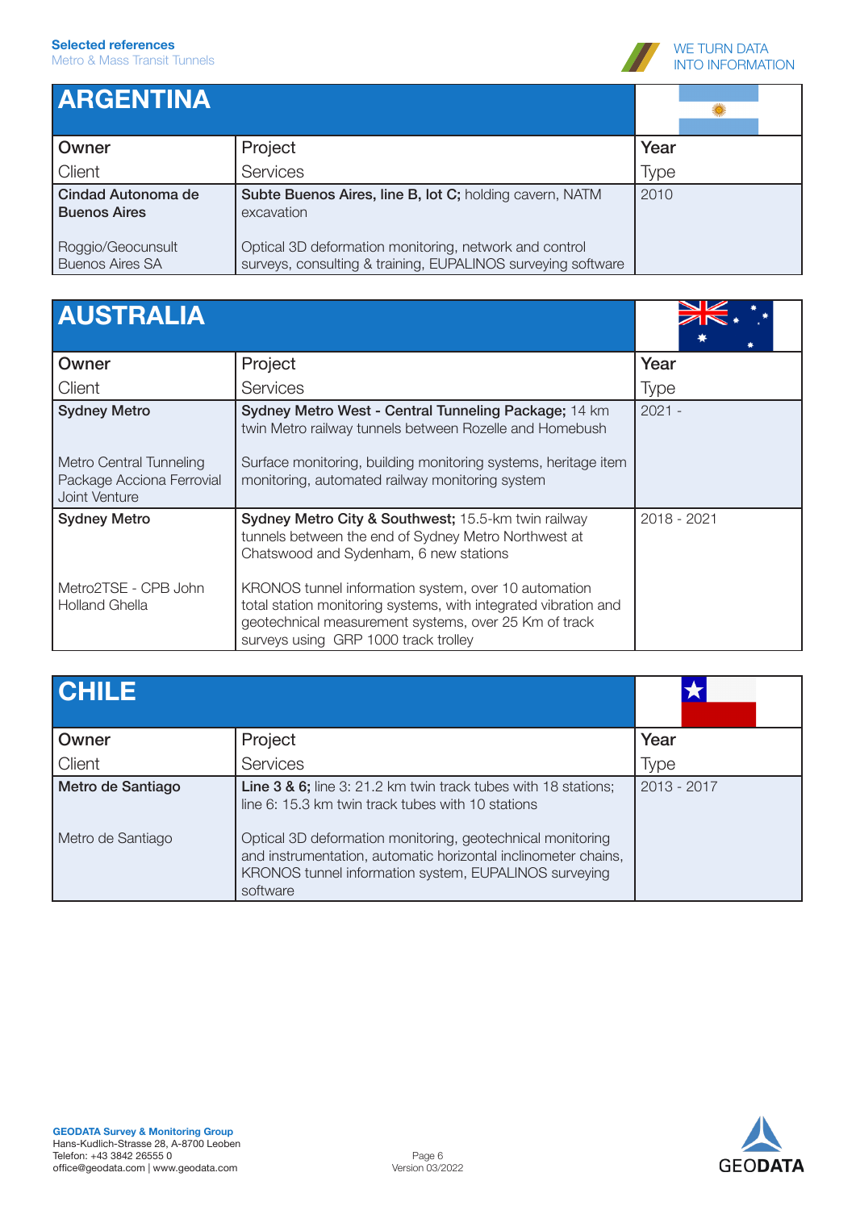## ARGENTINA

| Owner<br>Client | Project<br>Services | Year<br>Type |
|---|---|---|
| **Cindad Autonoma de Buenos Aires**<br><br>Roggio/Geocunsult Buenos Aires SA | **Subte Buenos Aires, line B, lot C;** holding cavern, NATM excavation<br><br>Optical 3D deformation monitoring, network and control surveys, consulting & training, EUPALINOS surveying software | 2010 |

## AUSTRALIA

| Owner<br>Client | Project<br>Services | Year<br>Type |
|---|---|---|
| **Sydney Metro**<br><br>Metro Central Tunneling Package Acciona Ferrovial Joint Venture | **Sydney Metro West - Central Tunneling Package;** 14 km twin Metro railway tunnels between Rozelle and Homebush<br><br>Surface monitoring, building monitoring systems, heritage item monitoring, automated railway monitoring system | 2021 - |
| **Sydney Metro**<br><br>Metro2TSE - CPB John Holland Ghella | **Sydney Metro City & Southwest;** 15.5-km twin railway tunnels between the end of Sydney Metro Northwest at Chatswood and Sydenham, 6 new stations<br><br>KRONOS tunnel information system, over 10 automation total station monitoring systems, with integrated vibration and geotechnical measurement systems, over 25 Km of track surveys using GRP 1000 track trolley | 2018 - 2021 |

## CHILE

| Owner<br>Client | Project<br>Services | Year<br>Type |
|---|---|---|
| **Metro de Santiago**<br><br>Metro de Santiago | **Line 3 & 6;** line 3: 21.2 km twin track tubes with 18 stations; line 6: 15.3 km twin track tubes with 10 stations<br><br>Optical 3D deformation monitoring, geotechnical monitoring and instrumentation, automatic horizontal inclinometer chains, KRONOS tunnel information system, EUPALINOS surveying software | 2013 - 2017 |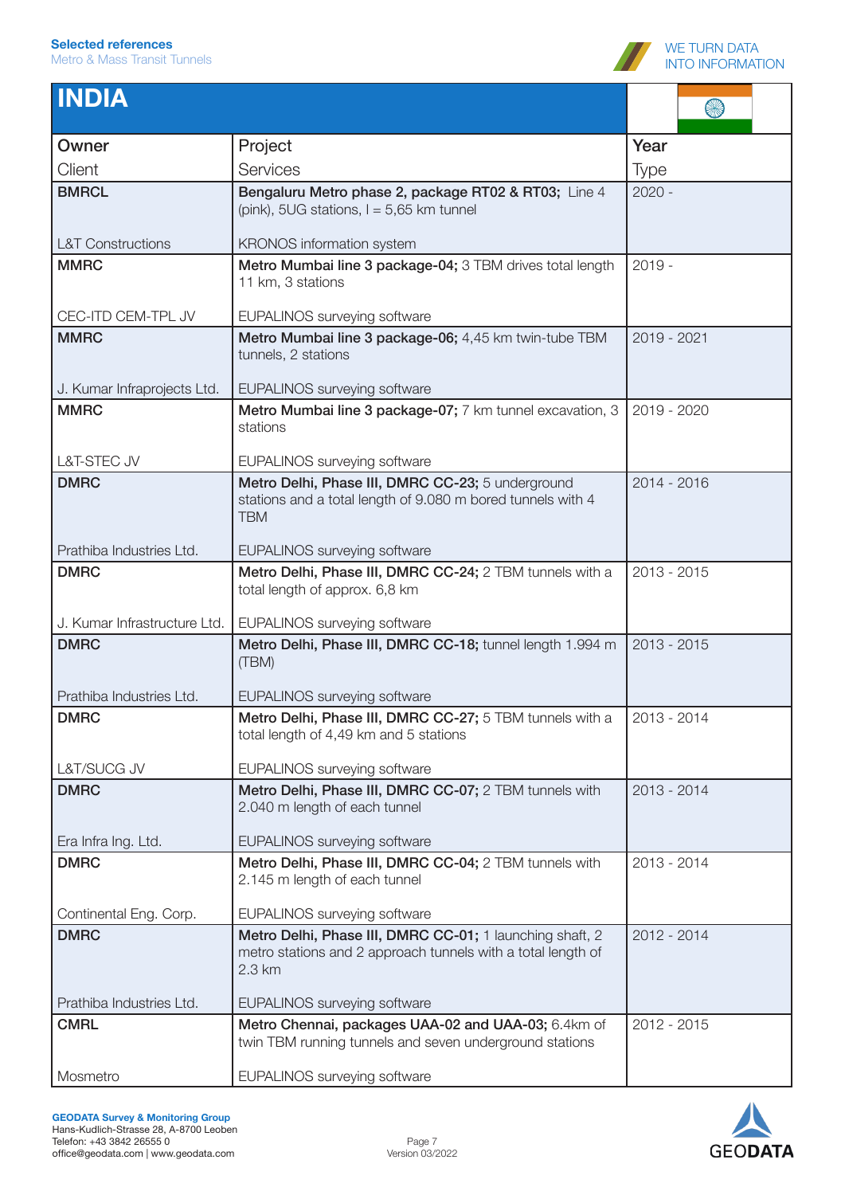**Selected references**
Metro & Mass Transit Tunnels

WE TURN DATA INTO INFORMATION

# INDIA

| Owner<br>Client | Project<br>Services | Year<br>Type |
|---|---|---|
| **BMRCL**<br><br>L&T Constructions | **Bengaluru Metro phase 2, package RT02 & RT03;** Line 4 (pink), 5UG stations, l = 5,65 km tunnel<br><br>KRONOS information system | 2020 - |
| **MMRC**<br><br>CEC-ITD CEM-TPL JV | **Metro Mumbai line 3 package-04;** 3 TBM drives total length 11 km, 3 stations<br><br>EUPALINOS surveying software | 2019 - |
| **MMRC**<br><br>J. Kumar Infraprojects Ltd. | **Metro Mumbai line 3 package-06;** 4,45 km twin-tube TBM tunnels, 2 stations<br><br>EUPALINOS surveying software | 2019 - 2021 |
| **MMRC**<br><br>L&T-STEC JV | **Metro Mumbai line 3 package-07;** 7 km tunnel excavation, 3 stations<br><br>EUPALINOS surveying software | 2019 - 2020 |
| **DMRC**<br><br>Prathiba Industries Ltd. | **Metro Delhi, Phase III, DMRC CC-23;** 5 underground stations and a total length of 9.080 m bored tunnels with 4 TBM<br><br>EUPALINOS surveying software | 2014 - 2016 |
| **DMRC**<br><br>J. Kumar Infrastructure Ltd. | **Metro Delhi, Phase III, DMRC CC-24;** 2 TBM tunnels with a total length of approx. 6,8 km<br><br>EUPALINOS surveying software | 2013 - 2015 |
| **DMRC**<br><br>Prathiba Industries Ltd. | **Metro Delhi, Phase III, DMRC CC-18;** tunnel length 1.994 m (TBM)<br><br>EUPALINOS surveying software | 2013 - 2015 |
| **DMRC**<br><br>L&T/SUCG JV | **Metro Delhi, Phase III, DMRC CC-27;** 5 TBM tunnels with a total length of 4,49 km and 5 stations<br><br>EUPALINOS surveying software | 2013 - 2014 |
| **DMRC**<br><br>Era Infra Ing. Ltd. | **Metro Delhi, Phase III, DMRC CC-07;** 2 TBM tunnels with 2.040 m length of each tunnel<br><br>EUPALINOS surveying software | 2013 - 2014 |
| **DMRC**<br><br>Continental Eng. Corp. | **Metro Delhi, Phase III, DMRC CC-04;** 2 TBM tunnels with 2.145 m length of each tunnel<br><br>EUPALINOS surveying software | 2013 - 2014 |
| **DMRC**<br><br>Prathiba Industries Ltd. | **Metro Delhi, Phase III, DMRC CC-01;** 1 launching shaft, 2 metro stations and 2 approach tunnels with a total length of 2.3 km<br><br>EUPALINOS surveying software | 2012 - 2014 |
| **CMRL**<br><br>Mosmetro | **Metro Chennai, packages UAA-02 and UAA-03;** 6.4km of twin TBM running tunnels and seven underground stations<br><br>EUPALINOS surveying software | 2012 - 2015 |

**GEODATA Survey & Monitoring Group**
Hans-Kudlich-Strasse 28, A-8700 Leoben
Telefon: +43 3842 26555 0
office@geodata.com | www.geodata.com

Version 03/2022

GEODATA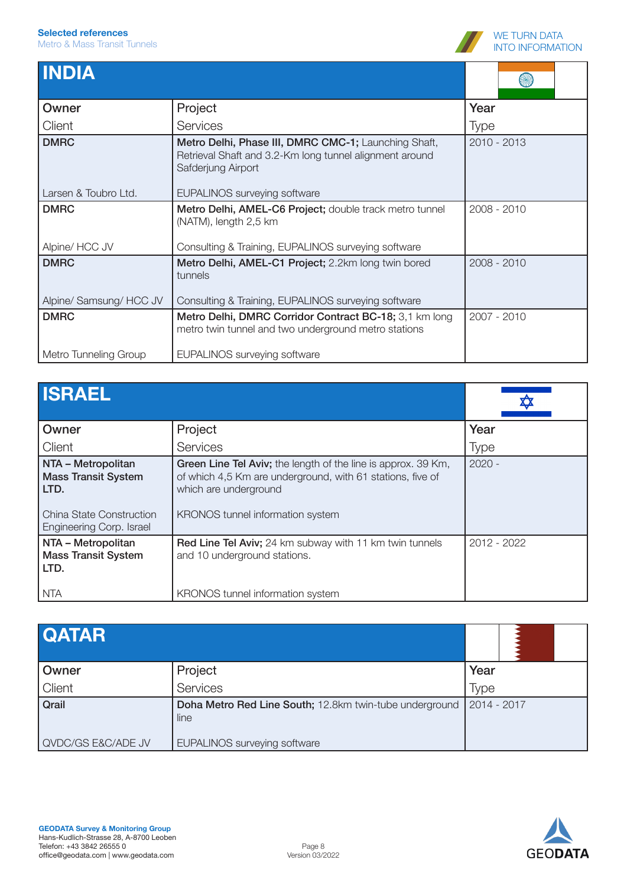## INDIA

| Owner<br>Client | Project<br>Services | Year<br>Type |
|---|---|---|
| **DMRC**<br><br>Larsen & Toubro Ltd. | **Metro Delhi, Phase III, DMRC CMC-1;** Launching Shaft, Retrieval Shaft and 3.2-Km long tunnel alignment around Safderjung Airport<br><br>EUPALINOS surveying software | 2010 - 2013 |
| **DMRC**<br><br>Alpine/ HCC JV | **Metro Delhi, AMEL-C6 Project;** double track metro tunnel (NATM), length 2,5 km<br><br>Consulting & Training, EUPALINOS surveying software | 2008 - 2010 |
| **DMRC**<br><br>Alpine/ Samsung/ HCC JV | **Metro Delhi, AMEL-C1 Project;** 2.2km long twin bored tunnels<br><br>Consulting & Training, EUPALINOS surveying software | 2008 - 2010 |
| **DMRC**<br><br>Metro Tunneling Group | **Metro Delhi, DMRC Corridor Contract BC-18;** 3,1 km long metro twin tunnel and two underground metro stations<br><br>EUPALINOS surveying software | 2007 - 2010 |

## ISRAEL

| Owner<br>Client | Project<br>Services | Year<br>Type |
|---|---|---|
| **NTA – Metropolitan Mass Transit System LTD.**<br><br>China State Construction Engineering Corp. Israel | **Green Line Tel Aviv;** the length of the line is approx. 39 Km, of which 4,5 Km are underground, with 61 stations, five of which are underground<br><br>KRONOS tunnel information system | 2020 - |
| **NTA – Metropolitan Mass Transit System LTD.**<br><br>NTA | **Red Line Tel Aviv;** 24 km subway with 11 km twin tunnels and 10 underground stations.<br><br>KRONOS tunnel information system | 2012 - 2022 |

## QATAR

| Owner<br>Client | Project<br>Services | Year<br>Type |
|---|---|---|
| **Qrail**<br><br>QVDC/GS E&C/ADE JV | **Doha Metro Red Line South;** 12.8km twin-tube underground line<br><br>EUPALINOS surveying software | 2014 - 2017 |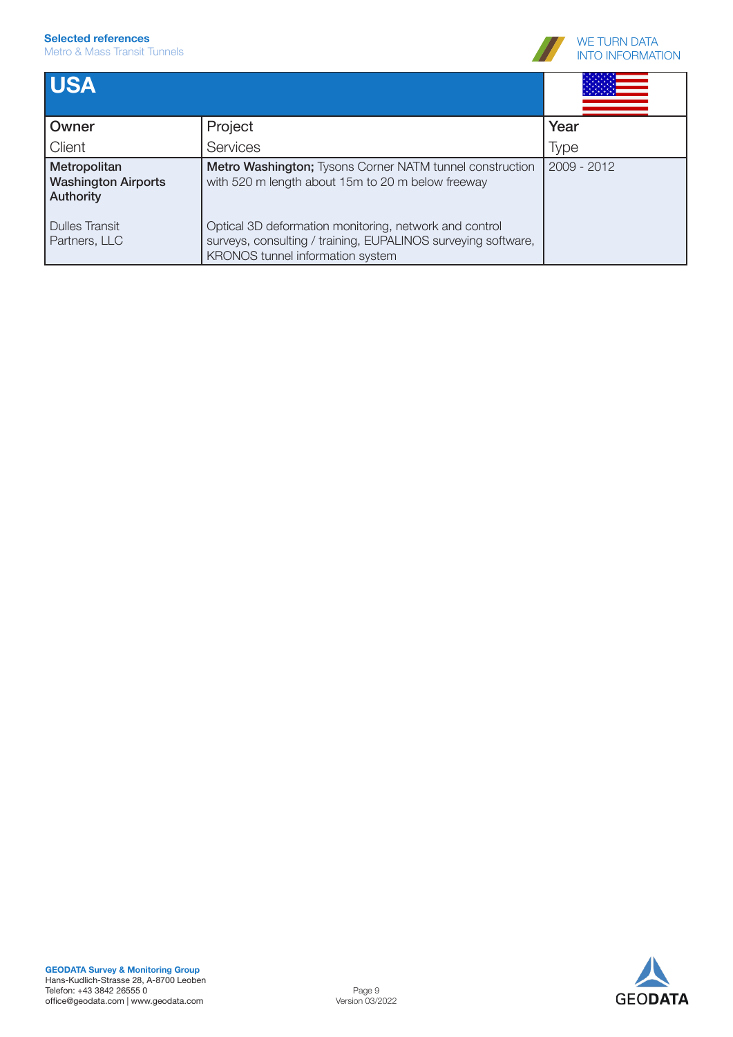## USA

| Owner<br>Client | Project<br>Services | Year<br>Type |
|---|---|---|
| **Metropolitan Washington Airports Authority**<br><br>Dulles Transit Partners, LLC | **Metro Washington;** Tysons Corner NATM tunnel construction with 520 m length about 15m to 20 m below freeway<br><br>Optical 3D deformation monitoring, network and control surveys, consulting / training, EUPALINOS surveying software, KRONOS tunnel information system | 2009 - 2012 |